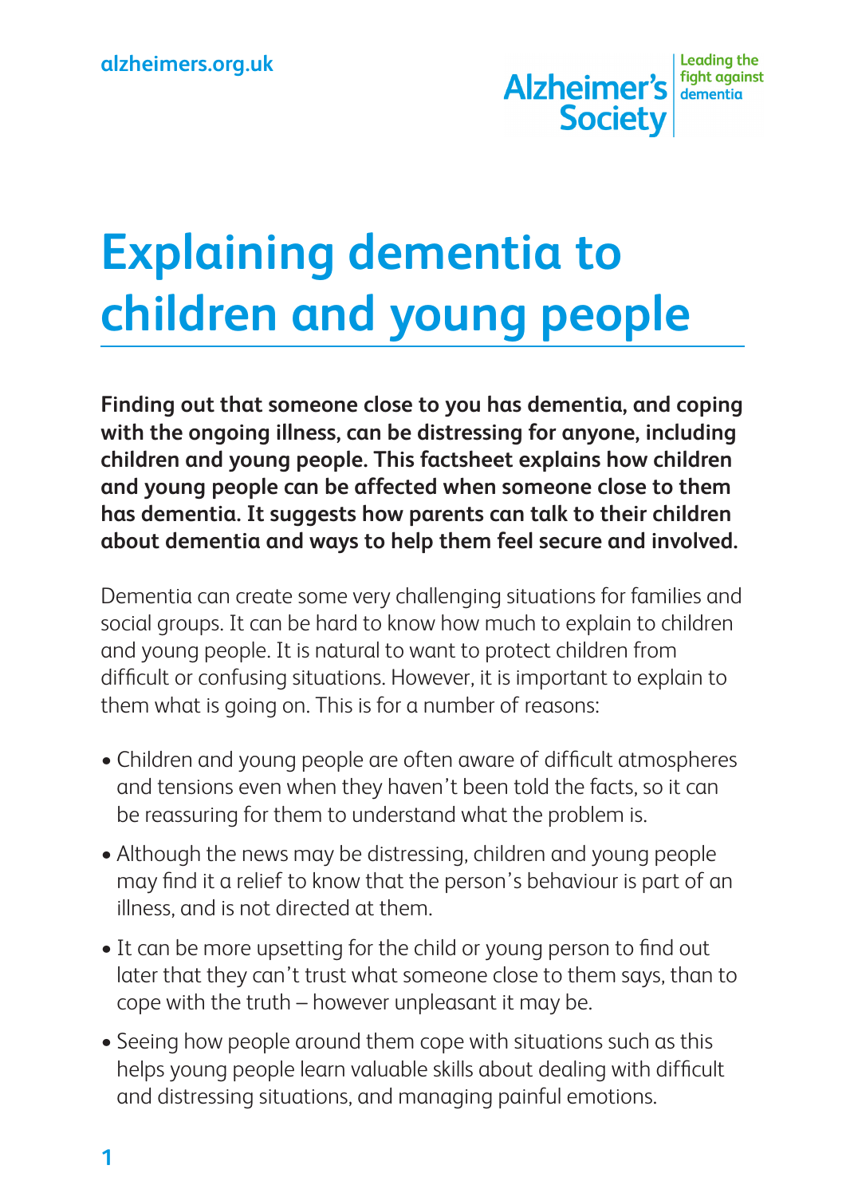# Explaining dementia to children and young people

**Finding out that someone close to you has dementia, and coping with the ongoing illness, can be distressing for anyone, including children and young people. This factsheet explains how children and young people can be affected when someone close to them has dementia. It suggests how parents can talk to their children about dementia and ways to help them feel secure and involved.**

Dementia can create some very challenging situations for families and social groups. It can be hard to know how much to explain to children and young people. It is natural to want to protect children from difficult or confusing situations. However, it is important to explain to them what is going on. This is for a number of reasons:

- Children and young people are often aware of difficult atmospheres and tensions even when they haven't been told the facts, so it can be reassuring for them to understand what the problem is.
- Although the news may be distressing, children and young people may find it a relief to know that the person's behaviour is part of an illness, and is not directed at them.
- It can be more upsetting for the child or young person to find out later that they can't trust what someone close to them says, than to cope with the truth – however unpleasant it may be.
- Seeing how people around them cope with situations such as this helps young people learn valuable skills about dealing with difficult and distressing situations, and managing painful emotions.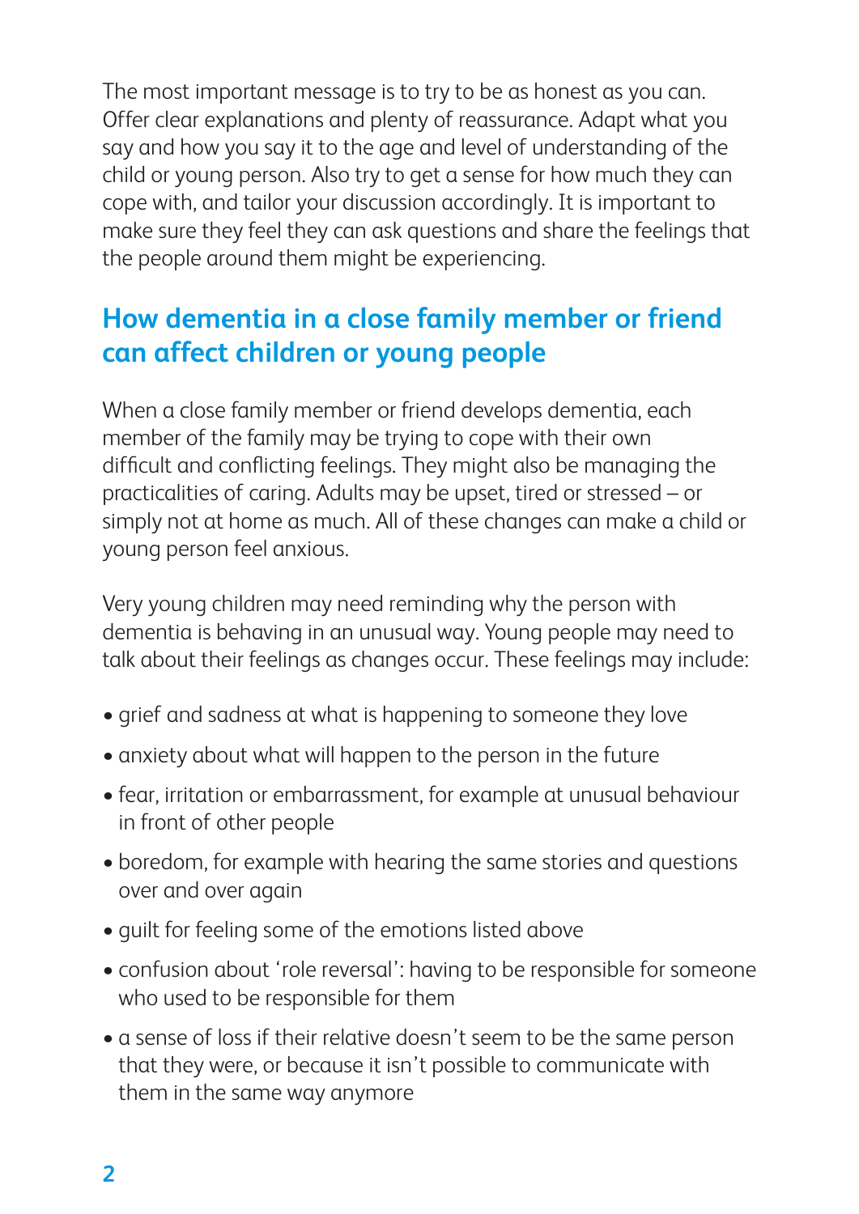The most important message is to try to be as honest as you can. Offer clear explanations and plenty of reassurance. Adapt what you say and how you say it to the age and level of understanding of the child or young person. Also try to get a sense for how much they can cope with, and tailor your discussion accordingly. It is important to make sure they feel they can ask questions and share the feelings that the people around them might be experiencing.

## How dementia in a close family member or friend can affect children or young people

When a close family member or friend develops dementia, each member of the family may be trying to cope with their own difficult and conflicting feelings. They might also be managing the practicalities of caring. Adults may be upset, tired or stressed – or simply not at home as much. All of these changes can make a child or young person feel anxious.

Very young children may need reminding why the person with dementia is behaving in an unusual way. Young people may need to talk about their feelings as changes occur. These feelings may include:

- grief and sadness at what is happening to someone they love
- anxiety about what will happen to the person in the future
- fear, irritation or embarrassment, for example at unusual behaviour in front of other people
- boredom, for example with hearing the same stories and questions over and over again
- guilt for feeling some of the emotions listed above
- confusion about 'role reversal': having to be responsible for someone who used to be responsible for them
- a sense of loss if their relative doesn't seem to be the same person that they were, or because it isn't possible to communicate with them in the same way anymore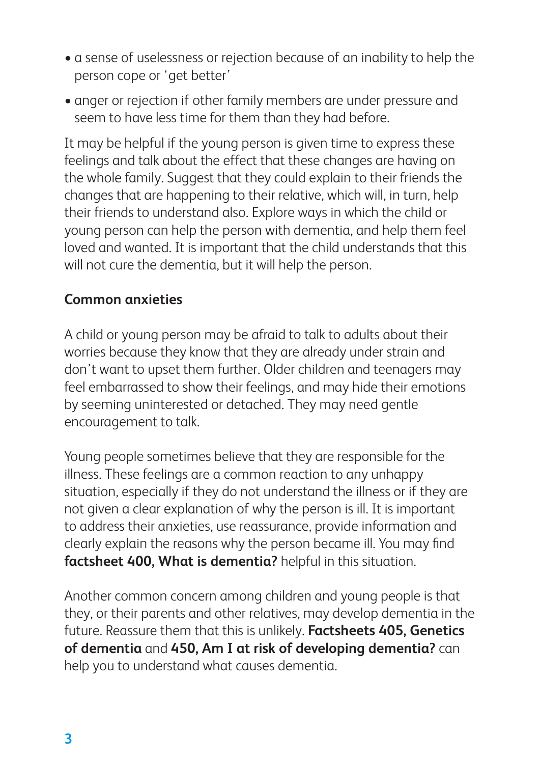- a sense of uselessness or rejection because of an inability to help the person cope or 'get better'
- anger or rejection if other family members are under pressure and seem to have less time for them than they had before.

It may be helpful if the young person is given time to express these feelings and talk about the effect that these changes are having on the whole family. Suggest that they could explain to their friends the changes that are happening to their relative, which will, in turn, help their friends to understand also. Explore ways in which the child or young person can help the person with dementia, and help them feel loved and wanted. It is important that the child understands that this will not cure the dementia, but it will help the person.

## Common anxieties

A child or young person may be afraid to talk to adults about their worries because they know that they are already under strain and don't want to upset them further. Older children and teenagers may feel embarrassed to show their feelings, and may hide their emotions by seeming uninterested or detached. They may need gentle encouragement to talk.

Young people sometimes believe that they are responsible for the illness. These feelings are a common reaction to any unhappy situation, especially if they do not understand the illness or if they are not given a clear explanation of why the person is ill. It is important to address their anxieties, use reassurance, provide information and clearly explain the reasons why the person became ill. You may find **factsheet 400, What is dementia?** helpful in this situation.

Another common concern among children and young people is that they, or their parents and other relatives, may develop dementia in the future. Reassure them that this is unlikely. **Factsheets 405, Genetics of dementia** and **450, Am I at risk of developing dementia?** can help you to understand what causes dementia.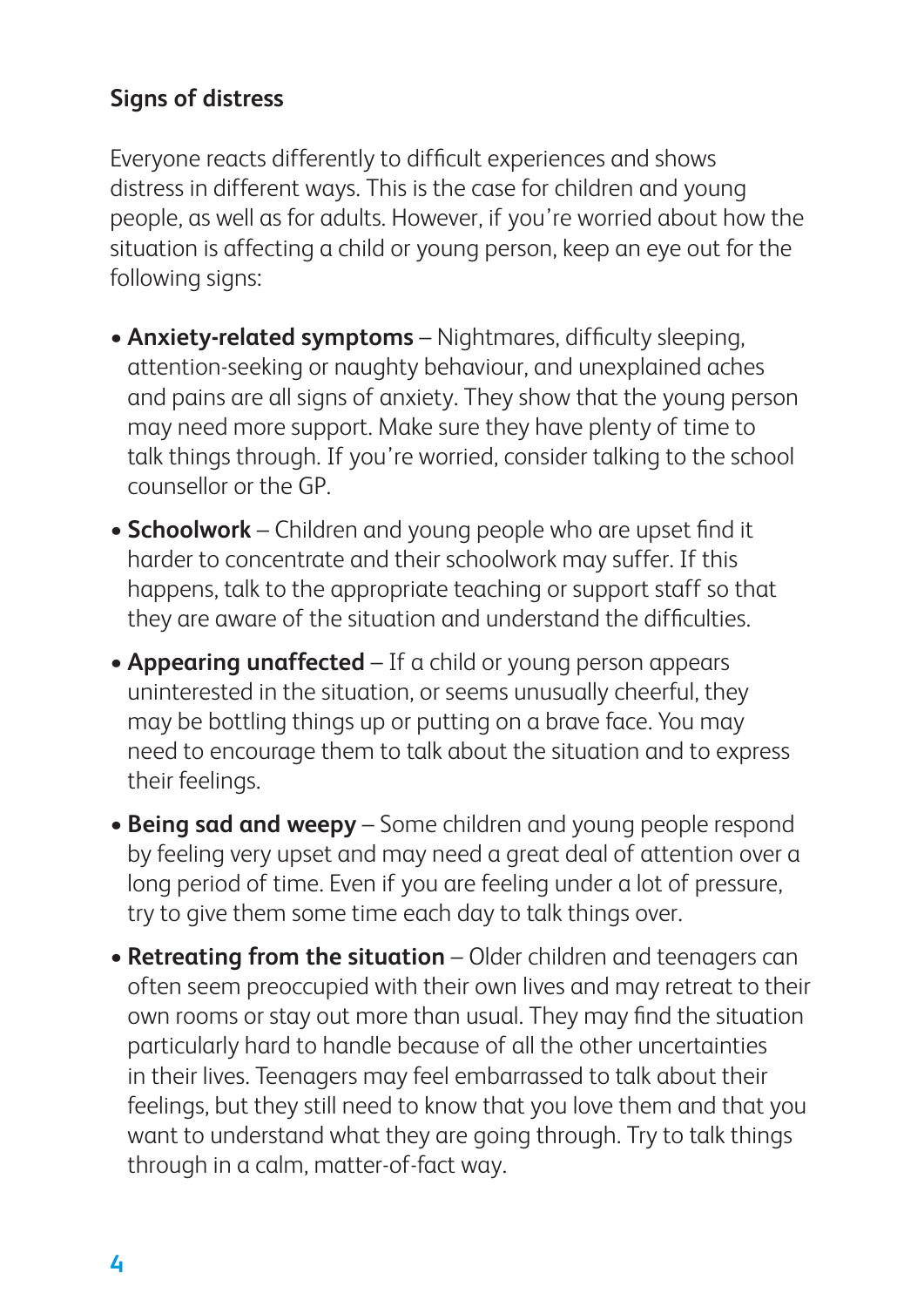## Signs of distress

Everyone reacts differently to difficult experiences and shows distress in different ways. This is the case for children and young people, as well as for adults. However, if you're worried about how the situation is affecting a child or young person, keep an eye out for the following signs:

- **Anxiety-related symptoms** – Nightmares, difficulty sleeping, attention-seeking or naughty behaviour, and unexplained aches and pains are all signs of anxiety. They show that the young person may need more support. Make sure they have plenty of time to talk things through. If you're worried, consider talking to the school counsellor or the GP.
- **Schoolwork** – Children and young people who are upset find it harder to concentrate and their schoolwork may suffer. If this happens, talk to the appropriate teaching or support staff so that they are aware of the situation and understand the difficulties.
- **Appearing unaffected** – If a child or young person appears uninterested in the situation, or seems unusually cheerful, they may be bottling things up or putting on a brave face. You may need to encourage them to talk about the situation and to express their feelings.
- **Being sad and weepy** – Some children and young people respond by feeling very upset and may need a great deal of attention over a long period of time. Even if you are feeling under a lot of pressure, try to give them some time each day to talk things over.
- **Retreating from the situation** – Older children and teenagers can often seem preoccupied with their own lives and may retreat to their own rooms or stay out more than usual. They may find the situation particularly hard to handle because of all the other uncertainties in their lives. Teenagers may feel embarrassed to talk about their feelings, but they still need to know that you love them and that you want to understand what they are going through. Try to talk things through in a calm, matter-of-fact way.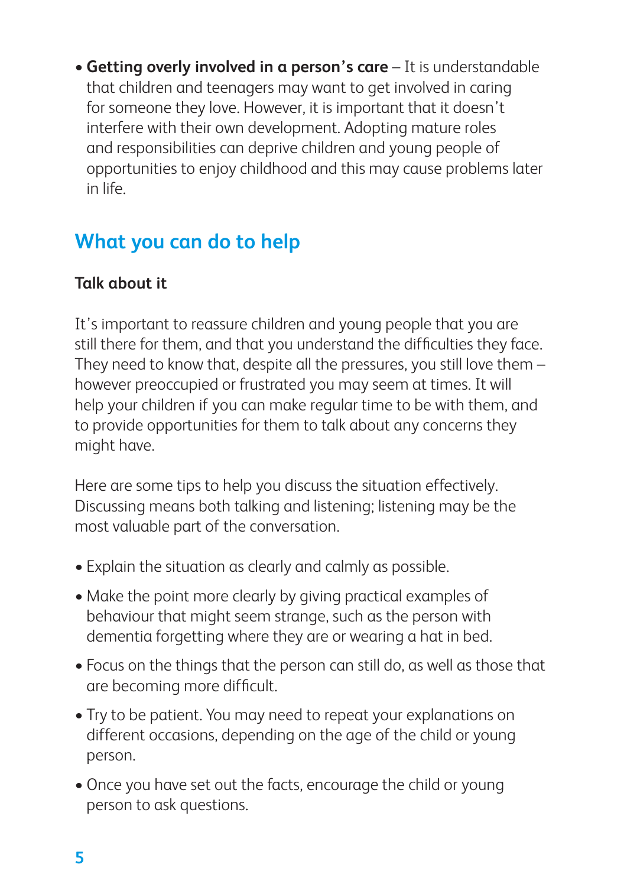- **Getting overly involved in a person's care** – It is understandable that children and teenagers may want to get involved in caring for someone they love. However, it is important that it doesn't interfere with their own development. Adopting mature roles and responsibilities can deprive children and young people of opportunities to enjoy childhood and this may cause problems later in life.

## What you can do to help

### Talk about it

It's important to reassure children and young people that you are still there for them, and that you understand the difficulties they face. They need to know that, despite all the pressures, you still love them – however preoccupied or frustrated you may seem at times. It will help your children if you can make regular time to be with them, and to provide opportunities for them to talk about any concerns they might have.

Here are some tips to help you discuss the situation effectively. Discussing means both talking and listening; listening may be the most valuable part of the conversation.

- Explain the situation as clearly and calmly as possible.
- Make the point more clearly by giving practical examples of behaviour that might seem strange, such as the person with dementia forgetting where they are or wearing a hat in bed.
- Focus on the things that the person can still do, as well as those that are becoming more difficult.
- Try to be patient. You may need to repeat your explanations on different occasions, depending on the age of the child or young person.
- Once you have set out the facts, encourage the child or young person to ask questions.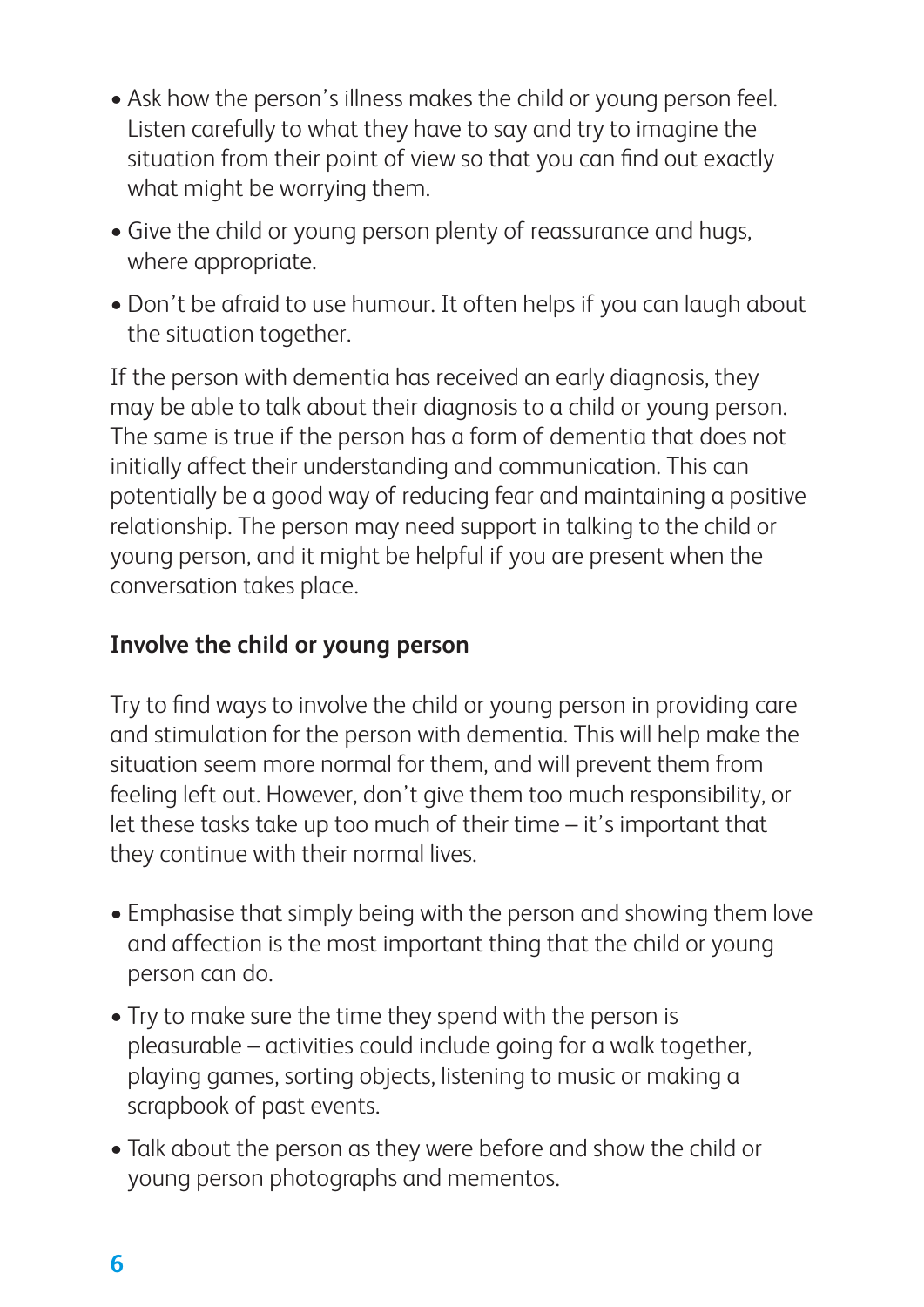- Ask how the person's illness makes the child or young person feel. Listen carefully to what they have to say and try to imagine the situation from their point of view so that you can find out exactly what might be worrying them.
- Give the child or young person plenty of reassurance and hugs, where appropriate.
- Don't be afraid to use humour. It often helps if you can laugh about the situation together.

If the person with dementia has received an early diagnosis, they may be able to talk about their diagnosis to a child or young person. The same is true if the person has a form of dementia that does not initially affect their understanding and communication. This can potentially be a good way of reducing fear and maintaining a positive relationship. The person may need support in talking to the child or young person, and it might be helpful if you are present when the conversation takes place.

## Involve the child or young person

Try to find ways to involve the child or young person in providing care and stimulation for the person with dementia. This will help make the situation seem more normal for them, and will prevent them from feeling left out. However, don't give them too much responsibility, or let these tasks take up too much of their time – it's important that they continue with their normal lives.

- Emphasise that simply being with the person and showing them love and affection is the most important thing that the child or young person can do.
- Try to make sure the time they spend with the person is pleasurable – activities could include going for a walk together, playing games, sorting objects, listening to music or making a scrapbook of past events.
- Talk about the person as they were before and show the child or young person photographs and mementos.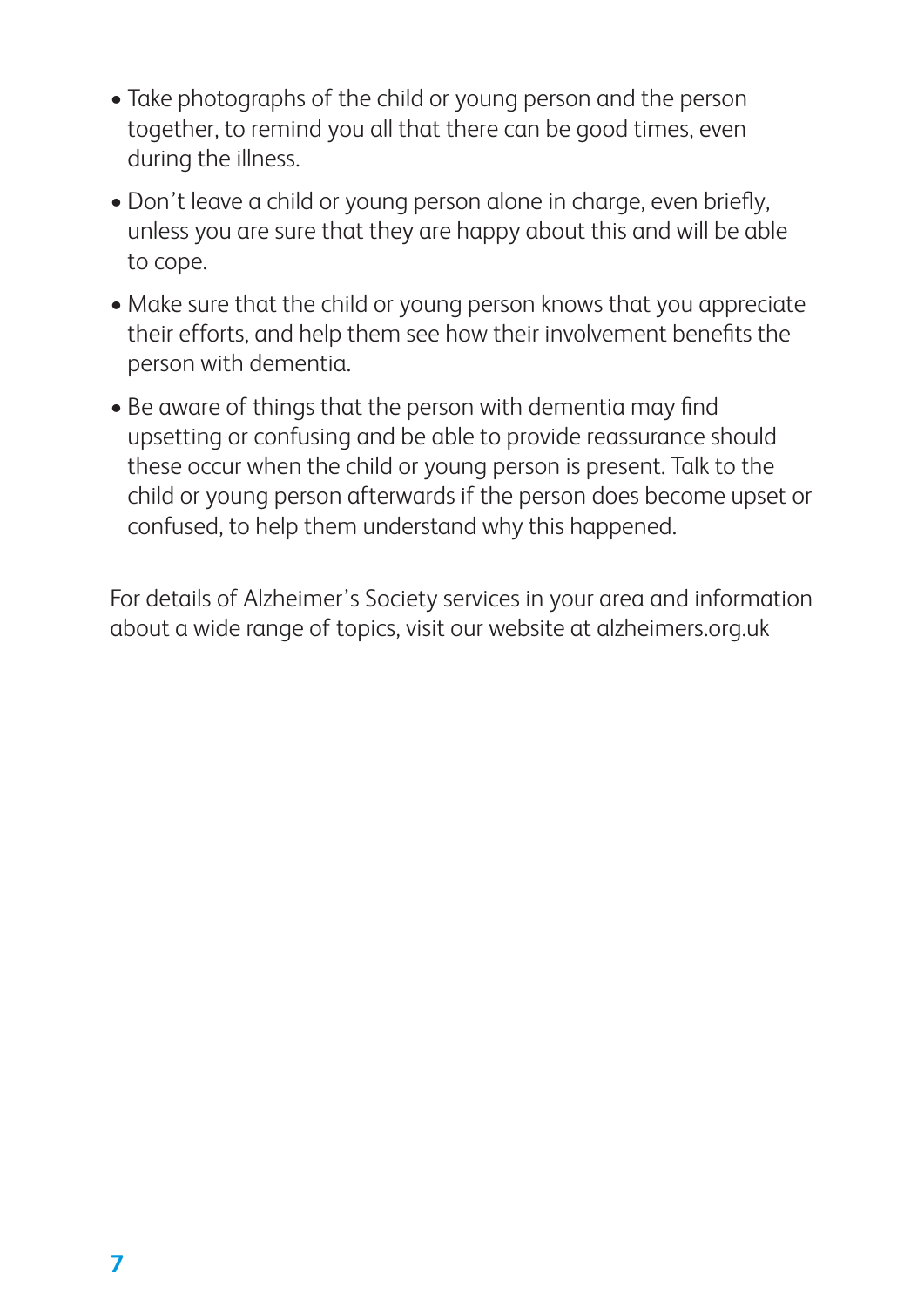- Take photographs of the child or young person and the person together, to remind you all that there can be good times, even during the illness.
- Don't leave a child or young person alone in charge, even briefly, unless you are sure that they are happy about this and will be able to cope.
- Make sure that the child or young person knows that you appreciate their efforts, and help them see how their involvement benefits the person with dementia.
- Be aware of things that the person with dementia may find upsetting or confusing and be able to provide reassurance should these occur when the child or young person is present. Talk to the child or young person afterwards if the person does become upset or confused, to help them understand why this happened.

For details of Alzheimer's Society services in your area and information about a wide range of topics, visit our website at alzheimers.org.uk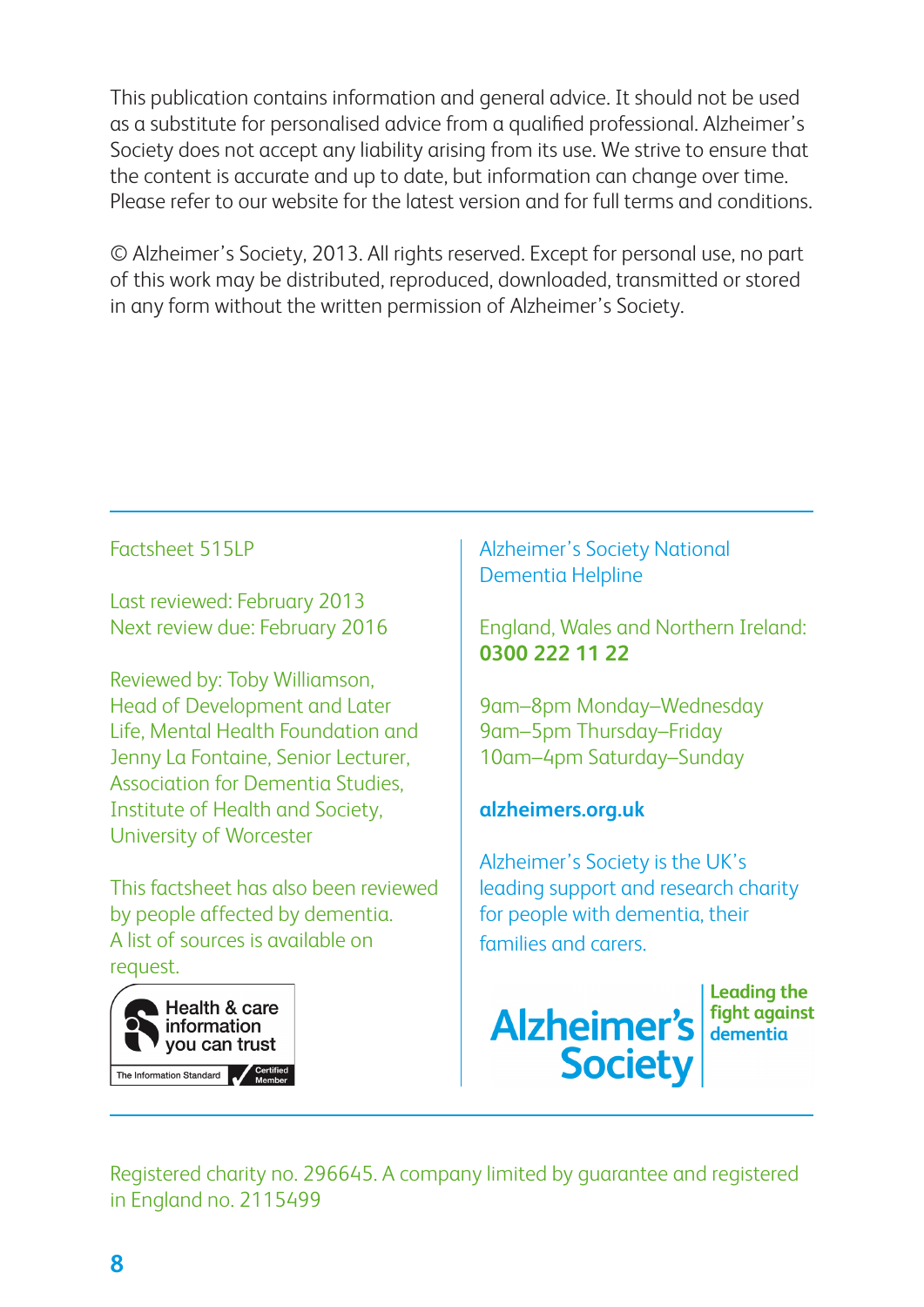This publication contains information and general advice. It should not be used as a substitute for personalised advice from a qualified professional. Alzheimer's Society does not accept any liability arising from its use. We strive to ensure that the content is accurate and up to date, but information can change over time. Please refer to our website for the latest version and for full terms and conditions.

© Alzheimer's Society, 2013. All rights reserved. Except for personal use, no part of this work may be distributed, reproduced, downloaded, transmitted or stored in any form without the written permission of Alzheimer's Society.

Factsheet 515LP

Last reviewed: February 2013
Next review due: February 2016

Reviewed by: Toby Williamson, Head of Development and Later Life, Mental Health Foundation and Jenny La Fontaine, Senior Lecturer, Association for Dementia Studies, Institute of Health and Society, University of Worcester

This factsheet has also been reviewed by people affected by dementia. A list of sources is available on request.

Health & care information you can trust

The Information Standard — Certified Member

Alzheimer's Society National Dementia Helpline

England, Wales and Northern Ireland:
**0300 222 11 22**

9am–8pm Monday–Wednesday
9am–5pm Thursday–Friday
10am–4pm Saturday–Sunday

**alzheimers.org.uk**

Alzheimer's Society is the UK's leading support and research charity for people with dementia, their families and carers.

Alzheimer's Society — Leading the fight against dementia

Registered charity no. 296645. A company limited by guarantee and registered in England no. 2115499